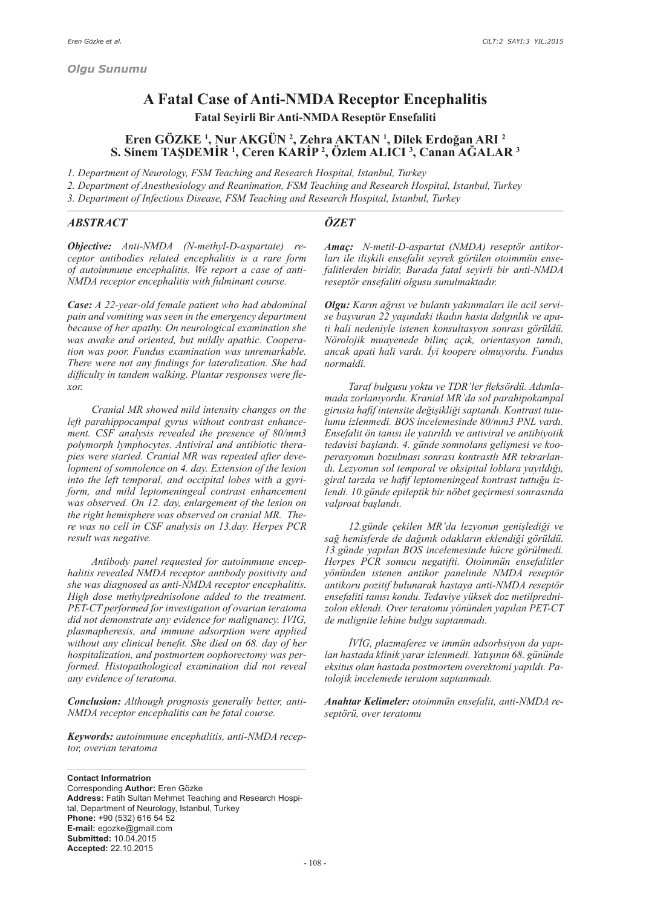*Olgu Sunumu*

# A Fatal Case of Anti-NMDA Receptor Encephalitis

## Fatal Seyirli Bir Anti-NMDA Reseptör Ensefaliti

**Eren GÖZKE [1], Nur AKGÜN [2], Zehra AKTAN [1], Dilek Erdoğan ARI [2]**
**S. Sinem TAŞDEMİR [1], Ceren KARİP [2], Özlem ALICI [3], Canan AĞALAR [3]**

*1. Department of Neurology, FSM Teaching and Research Hospital, Istanbul, Turkey*
*2. Department of Anesthesiology and Reanimation, FSM Teaching and Research Hospital, Istanbul, Turkey*
*3. Department of Infectious Disease, FSM Teaching and Research Hospital, Istanbul, Turkey*

### *ABSTRACT*

***Objective:*** *Anti-NMDA (N-methyl-D-aspartate) receptor antibodies related encephalitis is a rare form of autoimmune encephalitis. We report a case of anti-NMDA receptor encephalitis with fulminant course.*

***Case:*** *A 22-year-old female patient who had abdominal pain and vomiting was seen in the emergency department because of her apathy. On neurological examination she was awake and oriented, but mildly apathic. Cooperation was poor. Fundus examination was unremarkable. There were not any findings for lateralization. She had difficulty in tandem walking. Plantar responses were flexor.*

*Cranial MR showed mild intensity changes on the left parahippocampal gyrus without contrast enhancement. CSF analysis revealed the presence of 80/mm3 polymorph lymphocytes. Antiviral and antibiotic therapies were started. Cranial MR was repeated after development of somnolence on 4. day. Extension of the lesion into the left temporal, and occipital lobes with a gyriform, and mild leptomeningeal contrast enhancement was observed. On 12. day, enlargement of the lesion on the right hemisphere was observed on cranial MR. There was no cell in CSF analysis on 13.day. Herpes PCR result was negative.*

*Antibody panel requested for autoimmune encephalitis revealed NMDA receptor antibody positivity and she was diagnosed as anti-NMDA receptor encephalitis. High dose methylprednisolone added to the treatment. PET-CT performed for investigation of ovarian teratoma did not demonstrate any evidence for malignancy. IVIG, plasmapheresis, and immune adsorption were applied without any clinical benefit. She died on 68. day of her hospitalization, and postmortem oophorectomy was performed. Histopathological examination did not reveal any evidence of teratoma.*

***Conclusion:*** *Although prognosis generally better, anti-NMDA receptor encephalitis can be fatal course.*

***Keywords:*** *autoimmune encephalitis, anti-NMDA receptor, overian teratoma*

### *ÖZET*

***Amaç:*** *N-metil-D-aspartat (NMDA) reseptör antikorları ile ilişkili ensefalit seyrek görülen otoimmün ensefalitlerden biridir, Burada fatal seyirli bir anti-NMDA reseptör ensefaliti olgusu sunulmaktadır.*

***Olgu:*** *Karın ağrısı ve bulantı yakınmaları ile acil servise başvuran 22 yaşındaki tkadın hasta dalgınlık ve apati hali nedeniyle istenen konsultasyon sonrası görüldü. Nörolojik muayenede bilinç açık, orientasyon tamdı, ancak apati hali vardı. İyi koopere olmuyordu. Fundus normaldi.*

*Taraf bulgusu yoktu ve TDR'ler fleksördü. Adımlamada zorlanıyordu. Kranial MR'da sol parahipokampal girusta hafif intensite değişikliği saptandı. Kontrast tutulumu izlenmedi. BOS incelemesinde 80/mm3 PNL vardı. Ensefalit ön tanısı ile yatırıldı ve antiviral ve antibiyotik tedavisi başlandı. 4. günde somnolans gelişmesi ve kooperasyonun bozulması sonrası kontrastlı MR tekrarlandı. Lezyonun sol temporal ve oksipital loblara yayıldığı, giral tarzda ve hafif leptomeningeal kontrast tuttuğu izlendi. 10.günde epileptik bir nöbet geçirmesi sonrasında valproat başlandı.*

*12.günde çekilen MR'da lezyonun genişlediği ve sağ hemisferde de dağınık odakların eklendiği görüldü. 13.günde yapılan BOS incelemesinde hücre görülmedi. Herpes PCR sonucu negatifti. Otoimmün ensefalitler yönünden istenen antikor panelinde NMDA reseptör antikoru pozitif bulunarak hastaya anti-NMDA reseptör ensefaliti tanısı kondu. Tedaviye yüksek doz metilprednizolon eklendi. Over teratomu yönünden yapılan PET-CT de malignite lehine bulgu saptanmadı.*

*İVİG, plazmaferez ve immün adsorbsiyon da yapılan hastada klinik yarar izlenmedi. Yatışının 68. gününde eksitus olan hastada postmortem overektomi yapıldı. Patolojik incelemede teratom saptanmadı.*

***Anahtar Kelimeler:*** *otoimmün ensefalit, anti-NMDA reseptörü, over teratomu*

---

**Contact Informatrion**
Corresponding **Author:** Eren Gözke
**Address:** Fatih Sultan Mehmet Teaching and Research Hospital, Department of Neurology, Istanbul, Turkey
**Phone:** +90 (532) 616 54 52
**E-mail:** egozke@gmail.com
**Submitted:** 10.04.2015
**Accepted:** 22.10.2015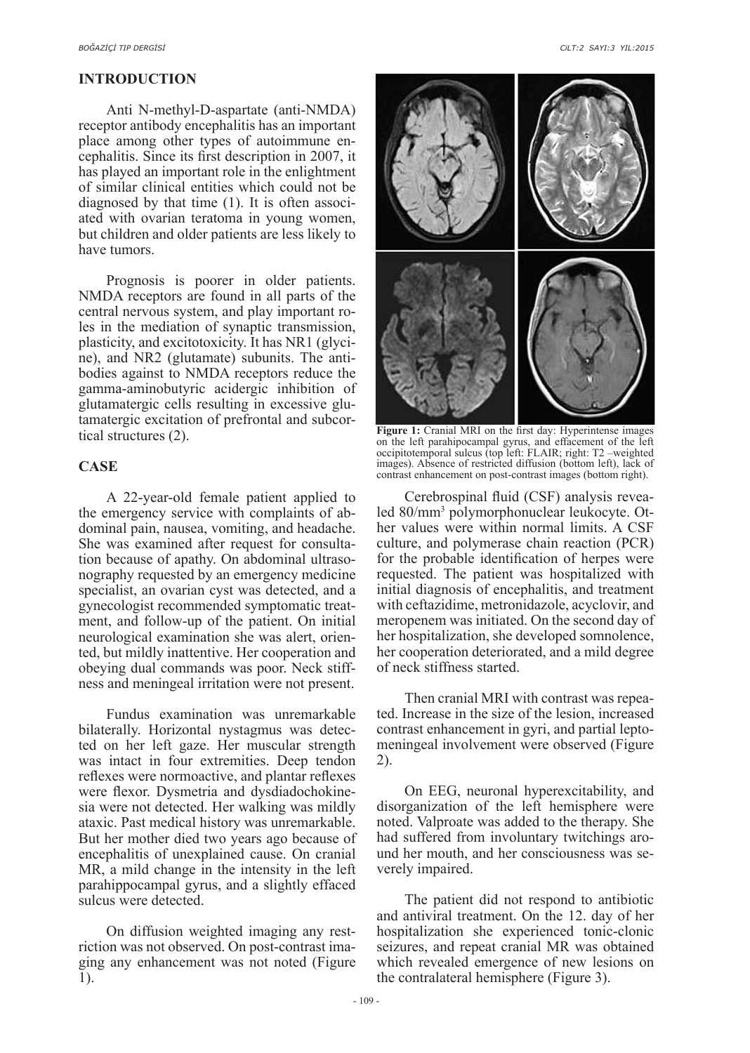## INTRODUCTION

Anti N-methyl-D-aspartate (anti-NMDA) receptor antibody encephalitis has an important place among other types of autoimmune encephalitis. Since its first description in 2007, it has played an important role in the enlightment of similar clinical entities which could not be diagnosed by that time (1). It is often associated with ovarian teratoma in young women, but children and older patients are less likely to have tumors.

Prognosis is poorer in older patients. NMDA receptors are found in all parts of the central nervous system, and play important roles in the mediation of synaptic transmission, plasticity, and excitotoxicity. It has NR1 (glycine), and NR2 (glutamate) subunits. The antibodies against to NMDA receptors reduce the gamma-aminobutyric acidergic inhibition of glutamatergic cells resulting in excessive glutamatergic excitation of prefrontal and subcortical structures (2).

## CASE

A 22-year-old female patient applied to the emergency service with complaints of abdominal pain, nausea, vomiting, and headache. She was examined after request for consultation because of apathy. On abdominal ultrasonography requested by an emergency medicine specialist, an ovarian cyst was detected, and a gynecologist recommended symptomatic treatment, and follow-up of the patient. On initial neurological examination she was alert, oriented, but mildly inattentive. Her cooperation and obeying dual commands was poor. Neck stiffness and meningeal irritation were not present.

Fundus examination was unremarkable bilaterally. Horizontal nystagmus was detected on her left gaze. Her muscular strength was intact in four extremities. Deep tendon reflexes were normoactive, and plantar reflexes were flexor. Dysmetria and dysdiadochokinesia were not detected. Her walking was mildly ataxic. Past medical history was unremarkable. But her mother died two years ago because of encephalitis of unexplained cause. On cranial MR, a mild change in the intensity in the left parahippocampal gyrus, and a slightly effaced sulcus were detected.

On diffusion weighted imaging any restriction was not observed. On post-contrast imaging any enhancement was not noted (Figure 1).

**Figure 1:** Cranial MRI on the first day: Hyperintense images on the left parahipocampal gyrus, and effacement of the left occipitotemporal sulcus (top left: FLAIR; right: T2 –weighted images). Absence of restricted diffusion (bottom left), lack of contrast enhancement on post-contrast images (bottom right).

Cerebrospinal fluid (CSF) analysis revealed 80/mm$^3$ polymorphonuclear leukocyte. Other values were within normal limits. A CSF culture, and polymerase chain reaction (PCR) for the probable identification of herpes were requested. The patient was hospitalized with initial diagnosis of encephalitis, and treatment with ceftazidime, metronidazole, acyclovir, and meropenem was initiated. On the second day of her hospitalization, she developed somnolence, her cooperation deteriorated, and a mild degree of neck stiffness started.

Then cranial MRI with contrast was repeated. Increase in the size of the lesion, increased contrast enhancement in gyri, and partial leptomeningeal involvement were observed (Figure 2).

On EEG, neuronal hyperexcitability, and disorganization of the left hemisphere were noted. Valproate was added to the therapy. She had suffered from involuntary twitchings around her mouth, and her consciousness was severely impaired.

The patient did not respond to antibiotic and antiviral treatment. On the 12. day of her hospitalization she experienced tonic-clonic seizures, and repeat cranial MR was obtained which revealed emergence of new lesions on the contralateral hemisphere (Figure 3).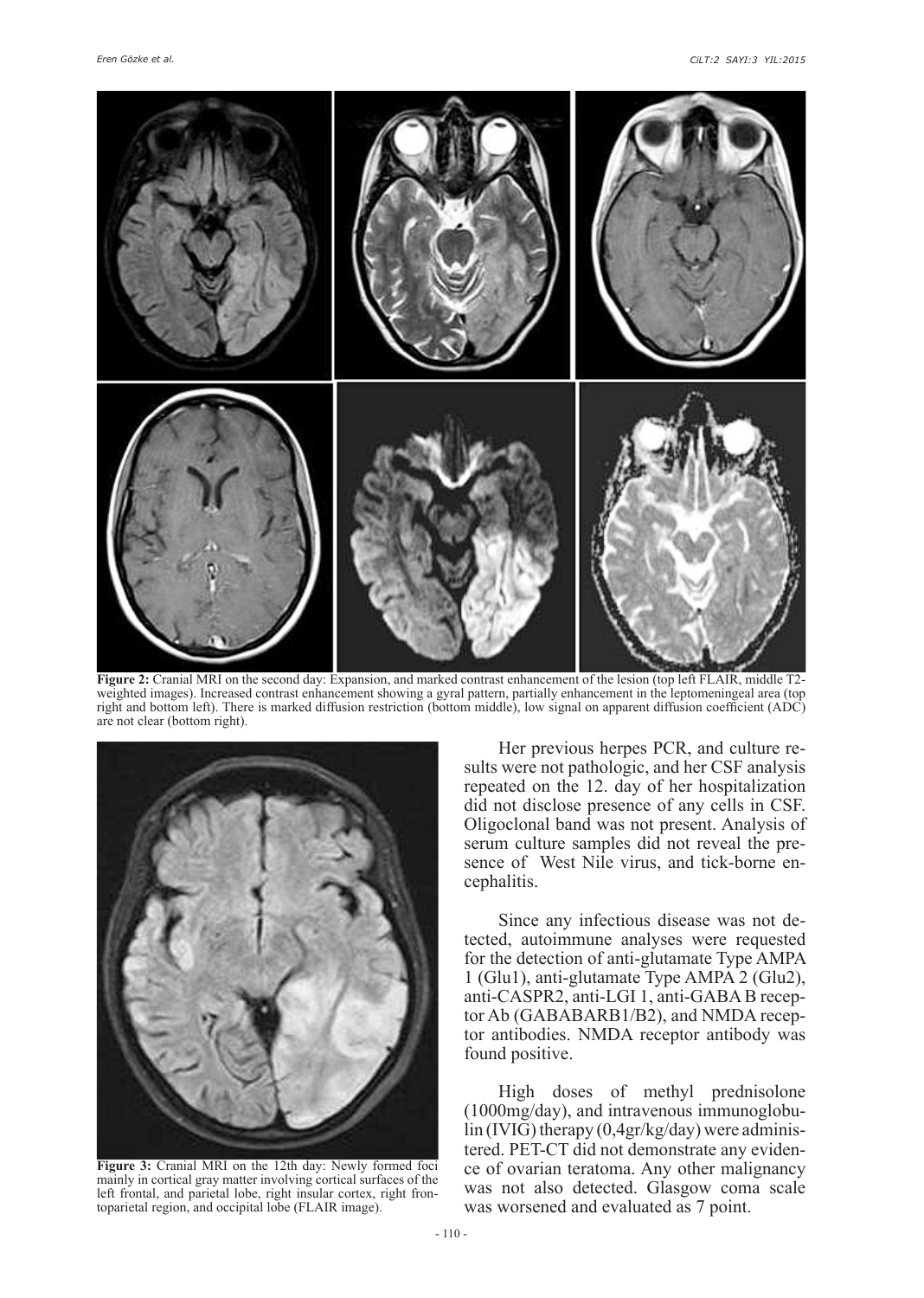**Figure 2:** Cranial MRI on the second day: Expansion, and marked contrast enhancement of the lesion (top left FLAIR, middle T2-weighted images). Increased contrast enhancement showing a gyral pattern, partially enhancement in the leptomeningeal area (top right and bottom left). There is marked diffusion restriction (bottom middle), low signal on apparent diffusion coefficient (ADC) are not clear (bottom right).

**Figure 3:** Cranial MRI on the 12th day: Newly formed foci mainly in cortical gray matter involving cortical surfaces of the left frontal, and parietal lobe, right insular cortex, right frontoparietal region, and occipital lobe (FLAIR image).

Her previous herpes PCR, and culture results were not pathologic, and her CSF analysis repeated on the 12. day of her hospitalization did not disclose presence of any cells in CSF. Oligoclonal band was not present. Analysis of serum culture samples did not reveal the presence of West Nile virus, and tick-borne encephalitis.

Since any infectious disease was not detected, autoimmune analyses were requested for the detection of anti-glutamate Type AMPA 1 (Glu1), anti-glutamate Type AMPA 2 (Glu2), anti-CASPR2, anti-LGI 1, anti-GABA B receptor Ab (GABABARB1/B2), and NMDA receptor antibodies. NMDA receptor antibody was found positive.

High doses of methyl prednisolone (1000mg/day), and intravenous immunoglobulin (IVIG) therapy (0,4gr/kg/day) were administered. PET-CT did not demonstrate any evidence of ovarian teratoma. Any other malignancy was not also detected. Glasgow coma scale was worsened and evaluated as 7 point.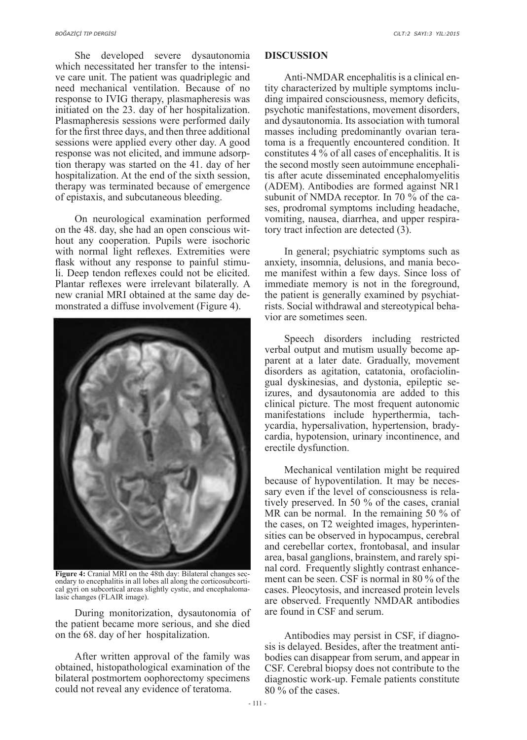She developed severe dysautonomia which necessitated her transfer to the intensive care unit. The patient was quadriplegic and need mechanical ventilation. Because of no response to IVIG therapy, plasmapheresis was initiated on the 23. day of her hospitalization. Plasmapheresis sessions were performed daily for the first three days, and then three additional sessions were applied every other day. A good response was not elicited, and immune adsorption therapy was started on the 41. day of her hospitalization. At the end of the sixth session, therapy was terminated because of emergence of epistaxis, and subcutaneous bleeding.

On neurological examination performed on the 48. day, she had an open conscious without any cooperation. Pupils were isochoric with normal light reflexes. Extremities were flask without any response to painful stimuli. Deep tendon reflexes could not be elicited. Plantar reflexes were irrelevant bilaterally. A new cranial MRI obtained at the same day demonstrated a diffuse involvement (Figure 4).

**Figure 4:** Cranial MRI on the 48th day: Bilateral changes secondary to encephalitis in all lobes all along the corticosubcortical gyri on subcortical areas slightly cystic, and encephalomalasic changes (FLAIR image).

During monitorization, dysautonomia of the patient became more serious, and she died on the 68. day of her hospitalization.

After written approval of the family was obtained, histopathological examination of the bilateral postmortem oophorectomy specimens could not reveal any evidence of teratoma.

## DISCUSSION

Anti-NMDAR encephalitis is a clinical entity characterized by multiple symptoms including impaired consciousness, memory deficits, psychotic manifestations, movement disorders, and dysautonomia. Its association with tumoral masses including predominantly ovarian teratoma is a frequently encountered condition. It constitutes 4 % of all cases of encephalitis. It is the second mostly seen autoimmune encephalitis after acute disseminated encephalomyelitis (ADEM). Antibodies are formed against NR1 subunit of NMDA receptor. In 70 % of the cases, prodromal symptoms including headache, vomiting, nausea, diarrhea, and upper respiratory tract infection are detected (3).

In general; psychiatric symptoms such as anxiety, insomnia, delusions, and mania become manifest within a few days. Since loss of immediate memory is not in the foreground, the patient is generally examined by psychiatrists. Social withdrawal and stereotypical behavior are sometimes seen.

Speech disorders including restricted verbal output and mutism usually become apparent at a later date. Gradually, movement disorders as agitation, catatonia, orofaciolingual dyskinesias, and dystonia, epileptic seizures, and dysautonomia are added to this clinical picture. The most frequent autonomic manifestations include hyperthermia, tachycardia, hypersalivation, hypertension, bradycardia, hypotension, urinary incontinence, and erectile dysfunction.

Mechanical ventilation might be required because of hypoventilation. It may be necessary even if the level of consciousness is relatively preserved. In 50 % of the cases, cranial MR can be normal. In the remaining 50 % of the cases, on T2 weighted images, hyperintensities can be observed in hypocampus, cerebral and cerebellar cortex, frontobasal, and insular area, basal ganglions, brainstem, and rarely spinal cord. Frequently slightly contrast enhancement can be seen. CSF is normal in 80 % of the cases. Pleocytosis, and increased protein levels are observed. Frequently NMDAR antibodies are found in CSF and serum.

Antibodies may persist in CSF, if diagnosis is delayed. Besides, after the treatment antibodies can disappear from serum, and appear in CSF. Cerebral biopsy does not contribute to the diagnostic work-up. Female patients constitute 80 % of the cases.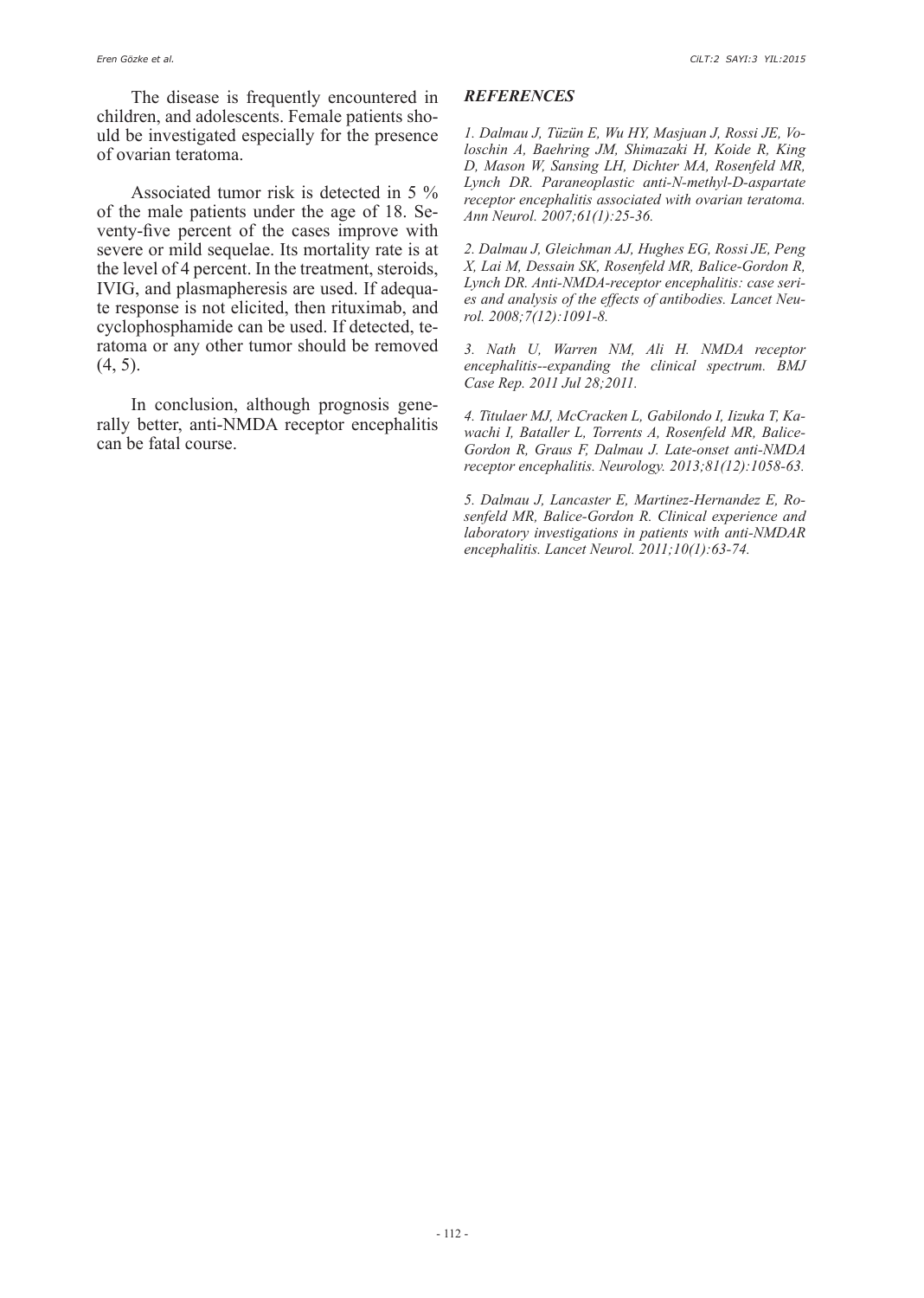The disease is frequently encountered in children, and adolescents. Female patients should be investigated especially for the presence of ovarian teratoma.

Associated tumor risk is detected in 5 % of the male patients under the age of 18. Seventy-five percent of the cases improve with severe or mild sequelae. Its mortality rate is at the level of 4 percent. In the treatment, steroids, IVIG, and plasmapheresis are used. If adequate response is not elicited, then rituximab, and cyclophosphamide can be used. If detected, teratoma or any other tumor should be removed (4, 5).

In conclusion, although prognosis generally better, anti-NMDA receptor encephalitis can be fatal course.

## *REFERENCES*

*1. Dalmau J, Tüzün E, Wu HY, Masjuan J, Rossi JE, Voloschin A, Baehring JM, Shimazaki H, Koide R, King D, Mason W, Sansing LH, Dichter MA, Rosenfeld MR, Lynch DR. Paraneoplastic anti-N-methyl-D-aspartate receptor encephalitis associated with ovarian teratoma. Ann Neurol. 2007;61(1):25-36.*

*2. Dalmau J, Gleichman AJ, Hughes EG, Rossi JE, Peng X, Lai M, Dessain SK, Rosenfeld MR, Balice-Gordon R, Lynch DR. Anti-NMDA-receptor encephalitis: case series and analysis of the effects of antibodies. Lancet Neurol. 2008;7(12):1091-8.*

*3. Nath U, Warren NM, Ali H. NMDA receptor encephalitis--expanding the clinical spectrum. BMJ Case Rep. 2011 Jul 28;2011.*

*4. Titulaer MJ, McCracken L, Gabilondo I, Iizuka T, Kawachi I, Bataller L, Torrents A, Rosenfeld MR, Balice-Gordon R, Graus F, Dalmau J. Late-onset anti-NMDA receptor encephalitis. Neurology. 2013;81(12):1058-63.*

*5. Dalmau J, Lancaster E, Martinez-Hernandez E, Rosenfeld MR, Balice-Gordon R. Clinical experience and laboratory investigations in patients with anti-NMDAR encephalitis. Lancet Neurol. 2011;10(1):63-74.*